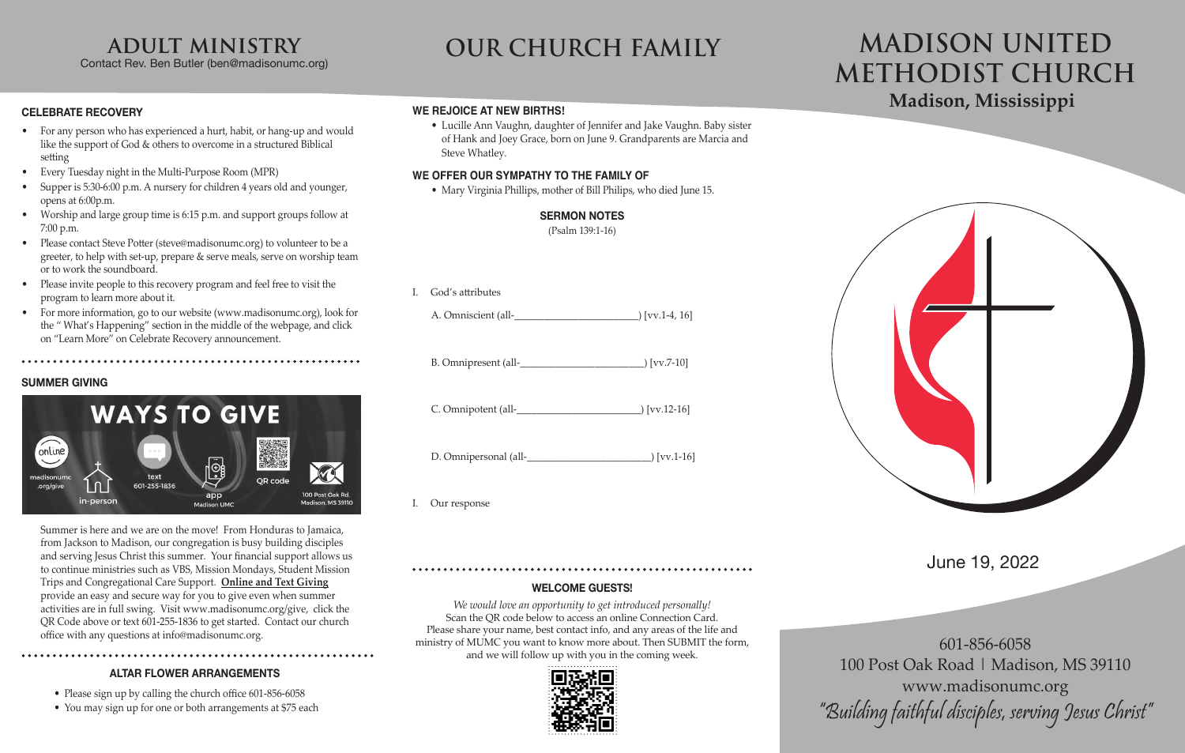# ADULT MINISTRY

Contact Rev. Ben Butler (ben@madisonumc.org)

### CELEBRATE RECOVERY

- For any person who has experienced a hurt, habit, or hang-up and would like the support of God & others to overcome in a structured Biblical setting
- Every Tuesday night in the Multi-Purpose Room (MPR)
- Supper is 5:30-6:00 p.m. A nursery for children 4 years old and younger, opens at 6:00p.m.
- Worship and large group time is 6:15 p.m. and support groups follow at 7:00 p.m.
- Please contact Steve Potter (steve@madisonumc.org) to volunteer to be a greeter, to help with set-up, prepare & serve meals, serve on worship team or to work the soundboard.
- Please invite people to this recovery program and feel free to visit the program to learn more about it.
- For more information, go to our website (www.madisonumc.org), look for the " What's Happening" section in the middle of the webpage, and click on "Learn More" on Celebrate Recovery announcement.

### SUMMER GIVING

**WAYS TO GIVE**

online madisonumc.org/give | in-person | text 601-255-1836 | app Madison UMC | QR code | 100 Post Oak Rd. Madison, MS 39110

Summer is here and we are on the move! From Honduras to Jamaica, from Jackson to Madison, our congregation is busy building disciples and serving Jesus Christ this summer. Your financial support allows us to continue ministries such as VBS, Mission Mondays, Student Mission Trips and Congregational Care Support. **Online and Text Giving** provide an easy and secure way for you to give even when summer activities are in full swing. Visit www.madisonumc.org/give, click the QR Code above or text 601-255-1836 to get started. Contact our church office with any questions at info@madisonumc.org.

### ALTAR FLOWER ARRANGEMENTS

- Please sign up by calling the church office 601-856-6058
- You may sign up for one or both arrangements at $75 each

# OUR CHURCH FAMILY

### WE REJOICE AT NEW BIRTHS!

- Lucille Ann Vaughn, daughter of Jennifer and Jake Vaughn. Baby sister of Hank and Joey Grace, born on June 9. Grandparents are Marcia and Steve Whatley.

### WE OFFER OUR SYMPATHY TO THE FAMILY OF

- Mary Virginia Phillips, mother of Bill Philips, who died June 15.

### SERMON NOTES

(Psalm 139:1-16)

I. God's attributes

A. Omniscient (all-________________________) [vv.1-4, 16]

B. Omnipresent (all-________________________) [vv.7-10]

C. Omnipotent (all-________________________) [vv.12-16]

D. Omnipersonal (all-________________________) [vv.1-16]

I. Our response

### WELCOME GUESTS!

*We would love an opportunity to get introduced personally!*

Scan the QR code below to access an online Connection Card. Please share your name, best contact info, and any areas of the life and ministry of MUMC you want to know more about. Then SUBMIT the form, and we will follow up with you in the coming week.

# MADISON UNITED METHODIST CHURCH

## Madison, Mississippi

June 19, 2022

601-856-6058

100 Post Oak Road | Madison, MS 39110

www.madisonumc.org

"Building faithful disciples, serving Jesus Christ"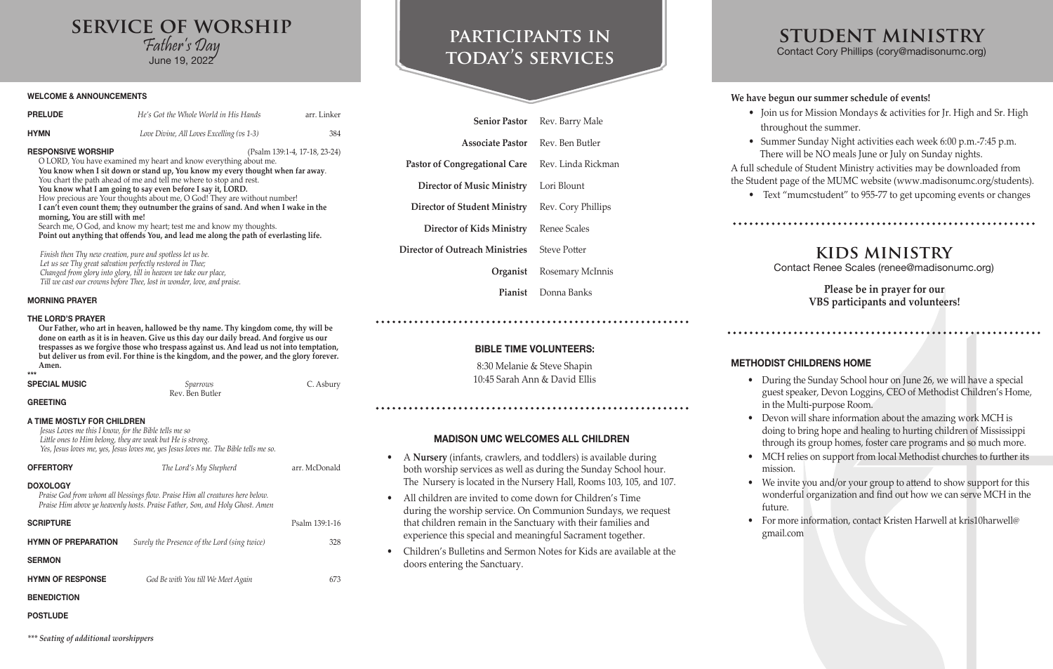# SERVICE OF WORSHIP

*Father's Day*

June 19, 2022

**WELCOME & ANNOUNCEMENTS**

**PRELUDE** — *He's Got the Whole World in His Hands* — arr. Linker

**HYMN** — *Love Divine, All Loves Excelling (vs 1-3)* — 384

**RESPONSIVE WORSHIP** — (Psalm 139:1-4, 17-18, 23-24)

O LORD, You have examined my heart and know everything about me.
**You know when I sit down or stand up, You know my every thought when far away**.
You chart the path ahead of me and tell me where to stop and rest.
**You know what I am going to say even before I say it, LORD.**
How precious are Your thoughts about me, O God! They are without number!
**I can't even count them; they outnumber the grains of sand. And when I wake in the morning, You are still with me!**
Search me, O God, and know my heart; test me and know my thoughts.
**Point out anything that offends You, and lead me along the path of everlasting life.**

*Finish then Thy new creation, pure and spotless let us be.*
*Let us see Thy great salvation perfectly restored in Thee;*
*Changed from glory into glory, till in heaven we take our place,*
*Till we cast our crowns before Thee, lost in wonder, love, and praise.*

**MORNING PRAYER**

**THE LORD'S PRAYER**

**Our Father, who art in heaven, hallowed be thy name. Thy kingdom come, thy will be done on earth as it is in heaven. Give us this day our daily bread. And forgive us our trespasses as we forgive those who trespass against us. And lead us not into temptation, but deliver us from evil. For thine is the kingdom, and the power, and the glory forever. Amen.**

***

**SPECIAL MUSIC** — *Sparrows* — Rev. Ben Butler — C. Asbury

**GREETING**

**A TIME MOSTLY FOR CHILDREN**

*Jesus Loves me this I know, for the Bible tells me so*
*Little ones to Him belong, they are weak but He is strong.*
*Yes, Jesus loves me, yes, Jesus loves me, yes Jesus loves me. The Bible tells me so.*

**OFFERTORY** — *The Lord's My Shepherd* — arr. McDonald

**DOXOLOGY**

*Praise God from whom all blessings flow. Praise Him all creatures here below.*
*Praise Him above ye heavenly hosts. Praise Father, Son, and Holy Ghost. Amen*

**SCRIPTURE** — Psalm 139:1-16

**HYMN OF PREPARATION** — *Surely the Presence of the Lord (sing twice)* — 328

**SERMON**

**HYMN OF RESPONSE** — *God Be with You till We Meet Again* — 673

**BENEDICTION**

**POSTLUDE**

*\*\*\* Seating of additional worshippers*

# PARTICIPANTS IN TODAY'S SERVICES

| | |
|---|---|
| **Senior Pastor** | Rev. Barry Male |
| **Associate Pastor** | Rev. Ben Butler |
| **Pastor of Congregational Care** | Rev. Linda Rickman |
| **Director of Music Ministry** | Lori Blount |
| **Director of Student Ministry** | Rev. Cory Phillips |
| **Director of Kids Ministry** | Renee Scales |
| **Director of Outreach Ministries** | Steve Potter |
| **Organist** | Rosemary McInnis |
| **Pianist** | Donna Banks |

### BIBLE TIME VOLUNTEERS:

8:30 Melanie & Steve Shapin
10:45 Sarah Ann & David Ellis

### MADISON UMC WELCOMES ALL CHILDREN

- A **Nursery** (infants, crawlers, and toddlers) is available during both worship services as well as during the Sunday School hour. The Nursery is located in the Nursery Hall, Rooms 103, 105, and 107.
- All children are invited to come down for Children's Time during the worship service. On Communion Sundays, we request that children remain in the Sanctuary with their families and experience this special and meaningful Sacrament together.
- Children's Bulletins and Sermon Notes for Kids are available at the doors entering the Sanctuary.

# STUDENT MINISTRY

Contact Cory Phillips (cory@madisonumc.org)

**We have begun our summer schedule of events!**

- Join us for Mission Mondays & activities for Jr. High and Sr. High throughout the summer.
- Summer Sunday Night activities each week 6:00 p.m.-7:45 p.m. There will be NO meals June or July on Sunday nights.

A full schedule of Student Ministry activities may be downloaded from the Student page of the MUMC website (www.madisonumc.org/students).

- Text "mumcstudent" to 955-77 to get upcoming events or changes

# KIDS MINISTRY

Contact Renee Scales (renee@madisonumc.org)

**Please be in prayer for our VBS participants and volunteers!**

### METHODIST CHILDRENS HOME

- During the Sunday School hour on June 26, we will have a special guest speaker, Devon Loggins, CEO of Methodist Children's Home, in the Multi-purpose Room.
- Devon will share information about the amazing work MCH is doing to bring hope and healing to hurting children of Mississippi through its group homes, foster care programs and so much more.
- MCH relies on support from local Methodist churches to further its mission.
- We invite you and/or your group to attend to show support for this wonderful organization and find out how we can serve MCH in the future.
- For more information, contact Kristen Harwell at kris10harwell@gmail.com